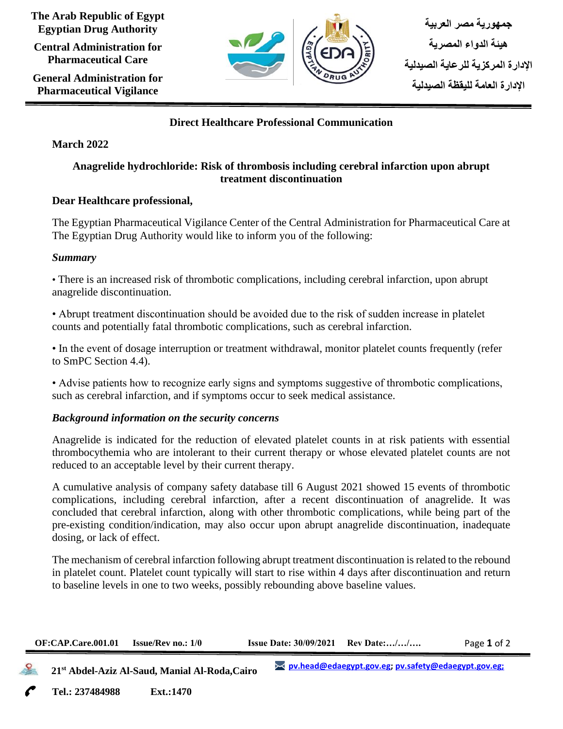The Arab Republic of Egypt
Egyptian Drug Authority

Central Administration for Pharmaceutical Care

General Administration for Pharmaceutical Vigilance

جمهورية مصر العربية

هيئة الدواء المصرية

الإدارة المركزية للرعاية الصيدلية

الإدارة العامة لليقظة الصيدلية

## Direct Healthcare Professional Communication

**March 2022**

### Anagrelide hydrochloride: Risk of thrombosis including cerebral infarction upon abrupt treatment discontinuation

**Dear Healthcare professional,**

The Egyptian Pharmaceutical Vigilance Center of the Central Administration for Pharmaceutical Care at The Egyptian Drug Authority would like to inform you of the following:

***Summary***

- There is an increased risk of thrombotic complications, including cerebral infarction, upon abrupt anagrelide discontinuation.
- Abrupt treatment discontinuation should be avoided due to the risk of sudden increase in platelet counts and potentially fatal thrombotic complications, such as cerebral infarction.
- In the event of dosage interruption or treatment withdrawal, monitor platelet counts frequently (refer to SmPC Section 4.4).
- Advise patients how to recognize early signs and symptoms suggestive of thrombotic complications, such as cerebral infarction, and if symptoms occur to seek medical assistance.

***Background information on the security concerns***

Anagrelide is indicated for the reduction of elevated platelet counts in at risk patients with essential thrombocythemia who are intolerant to their current therapy or whose elevated platelet counts are not reduced to an acceptable level by their current therapy.

A cumulative analysis of company safety database till 6 August 2021 showed 15 events of thrombotic complications, including cerebral infarction, after a recent discontinuation of anagrelide. It was concluded that cerebral infarction, along with other thrombotic complications, while being part of the pre-existing condition/indication, may also occur upon abrupt anagrelide discontinuation, inadequate dosing, or lack of effect.

The mechanism of cerebral infarction following abrupt treatment discontinuation is related to the rebound in platelet count. Platelet count typically will start to rise within 4 days after discontinuation and return to baseline levels in one to two weeks, possibly rebounding above baseline values.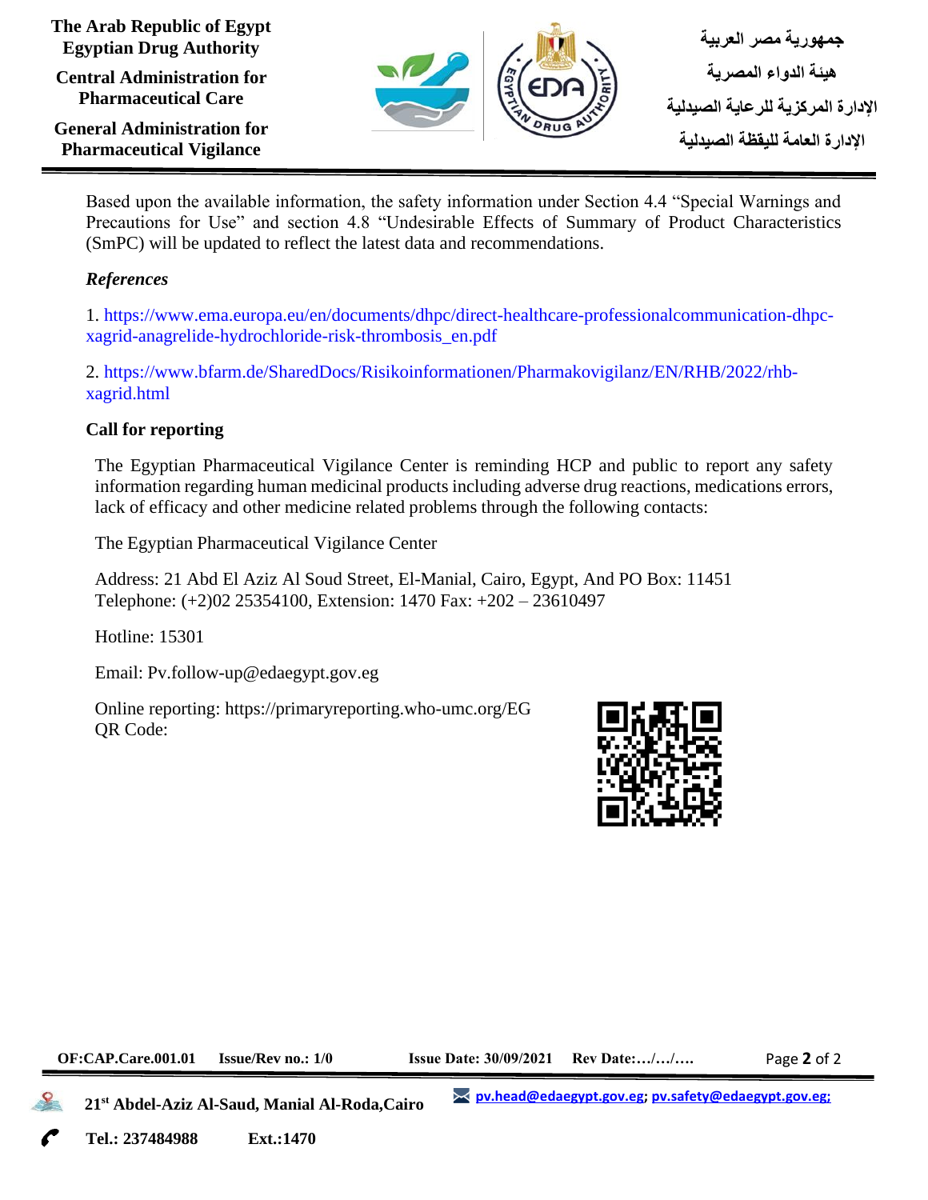Based upon the available information, the safety information under Section 4.4 "Special Warnings and Precautions for Use" and section 4.8 "Undesirable Effects of Summary of Product Characteristics (SmPC) will be updated to reflect the latest data and recommendations.

### *References*

1. https://www.ema.europa.eu/en/documents/dhpc/direct-healthcare-professionalcommunication-dhpc-xagrid-anagrelide-hydrochloride-risk-thrombosis_en.pdf

2. https://www.bfarm.de/SharedDocs/Risikoinformationen/Pharmakovigilanz/EN/RHB/2022/rhb-xagrid.html

### Call for reporting

The Egyptian Pharmaceutical Vigilance Center is reminding HCP and public to report any safety information regarding human medicinal products including adverse drug reactions, medications errors, lack of efficacy and other medicine related problems through the following contacts:

The Egyptian Pharmaceutical Vigilance Center

Address: 21 Abd El Aziz Al Soud Street, El-Manial, Cairo, Egypt, And PO Box: 11451
Telephone: (+2)02 25354100, Extension: 1470 Fax: +202 – 23610497

Hotline: 15301

Email: Pv.follow-up@edaegypt.gov.eg

Online reporting: https://primaryreporting.who-umc.org/EG
QR Code: